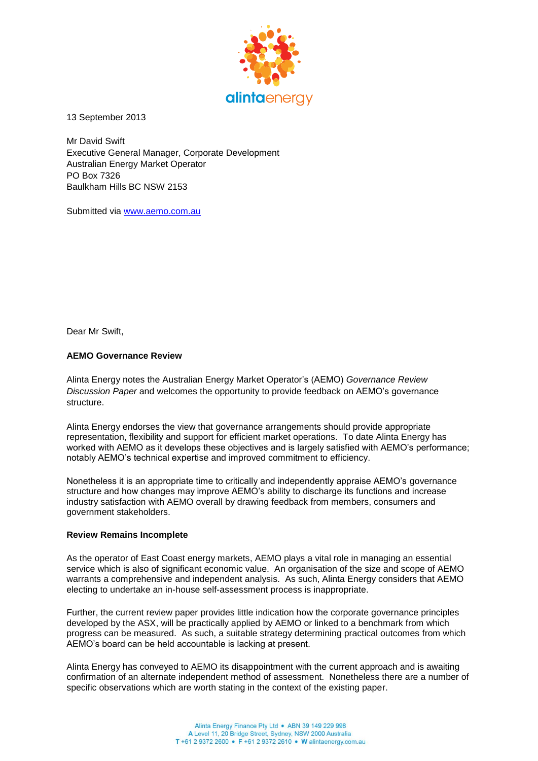alintaenergy

13 September 2013

Mr David Swift
Executive General Manager, Corporate Development
Australian Energy Market Operator
PO Box 7326
Baulkham Hills BC NSW 2153

Submitted via www.aemo.com.au

Dear Mr Swift,

**AEMO Governance Review**

Alinta Energy notes the Australian Energy Market Operator's (AEMO) *Governance Review Discussion Paper* and welcomes the opportunity to provide feedback on AEMO's governance structure.

Alinta Energy endorses the view that governance arrangements should provide appropriate representation, flexibility and support for efficient market operations. To date Alinta Energy has worked with AEMO as it develops these objectives and is largely satisfied with AEMO's performance; notably AEMO's technical expertise and improved commitment to efficiency.

Nonetheless it is an appropriate time to critically and independently appraise AEMO's governance structure and how changes may improve AEMO's ability to discharge its functions and increase industry satisfaction with AEMO overall by drawing feedback from members, consumers and government stakeholders.

**Review Remains Incomplete**

As the operator of East Coast energy markets, AEMO plays a vital role in managing an essential service which is also of significant economic value. An organisation of the size and scope of AEMO warrants a comprehensive and independent analysis. As such, Alinta Energy considers that AEMO electing to undertake an in-house self-assessment process is inappropriate.

Further, the current review paper provides little indication how the corporate governance principles developed by the ASX, will be practically applied by AEMO or linked to a benchmark from which progress can be measured. As such, a suitable strategy determining practical outcomes from which AEMO's board can be held accountable is lacking at present.

Alinta Energy has conveyed to AEMO its disappointment with the current approach and is awaiting confirmation of an alternate independent method of assessment. Nonetheless there are a number of specific observations which are worth stating in the context of the existing paper.

Alinta Energy Finance Pty Ltd • ABN 39 149 229 998
A Level 11, 20 Bridge Street, Sydney, NSW 2000 Australia
T +61 2 9372 2600 • F +61 2 9372 2610 • W alintaenergy.com.au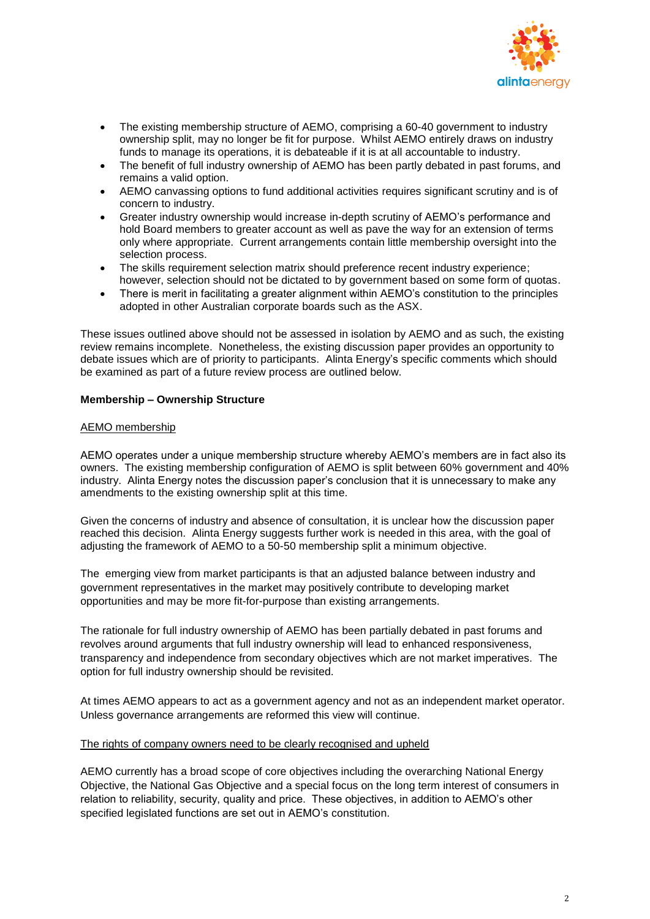- The existing membership structure of AEMO, comprising a 60-40 government to industry ownership split, may no longer be fit for purpose. Whilst AEMO entirely draws on industry funds to manage its operations, it is debateable if it is at all accountable to industry.
- The benefit of full industry ownership of AEMO has been partly debated in past forums, and remains a valid option.
- AEMO canvassing options to fund additional activities requires significant scrutiny and is of concern to industry.
- Greater industry ownership would increase in-depth scrutiny of AEMO's performance and hold Board members to greater account as well as pave the way for an extension of terms only where appropriate. Current arrangements contain little membership oversight into the selection process.
- The skills requirement selection matrix should preference recent industry experience; however, selection should not be dictated to by government based on some form of quotas.
- There is merit in facilitating a greater alignment within AEMO's constitution to the principles adopted in other Australian corporate boards such as the ASX.

These issues outlined above should not be assessed in isolation by AEMO and as such, the existing review remains incomplete. Nonetheless, the existing discussion paper provides an opportunity to debate issues which are of priority to participants. Alinta Energy's specific comments which should be examined as part of a future review process are outlined below.

**Membership – Ownership Structure**

AEMO membership

AEMO operates under a unique membership structure whereby AEMO's members are in fact also its owners. The existing membership configuration of AEMO is split between 60% government and 40% industry. Alinta Energy notes the discussion paper's conclusion that it is unnecessary to make any amendments to the existing ownership split at this time.

Given the concerns of industry and absence of consultation, it is unclear how the discussion paper reached this decision. Alinta Energy suggests further work is needed in this area, with the goal of adjusting the framework of AEMO to a 50-50 membership split a minimum objective.

The emerging view from market participants is that an adjusted balance between industry and government representatives in the market may positively contribute to developing market opportunities and may be more fit-for-purpose than existing arrangements.

The rationale for full industry ownership of AEMO has been partially debated in past forums and revolves around arguments that full industry ownership will lead to enhanced responsiveness, transparency and independence from secondary objectives which are not market imperatives. The option for full industry ownership should be revisited.

At times AEMO appears to act as a government agency and not as an independent market operator. Unless governance arrangements are reformed this view will continue.

The rights of company owners need to be clearly recognised and upheld

AEMO currently has a broad scope of core objectives including the overarching National Energy Objective, the National Gas Objective and a special focus on the long term interest of consumers in relation to reliability, security, quality and price. These objectives, in addition to AEMO's other specified legislated functions are set out in AEMO's constitution.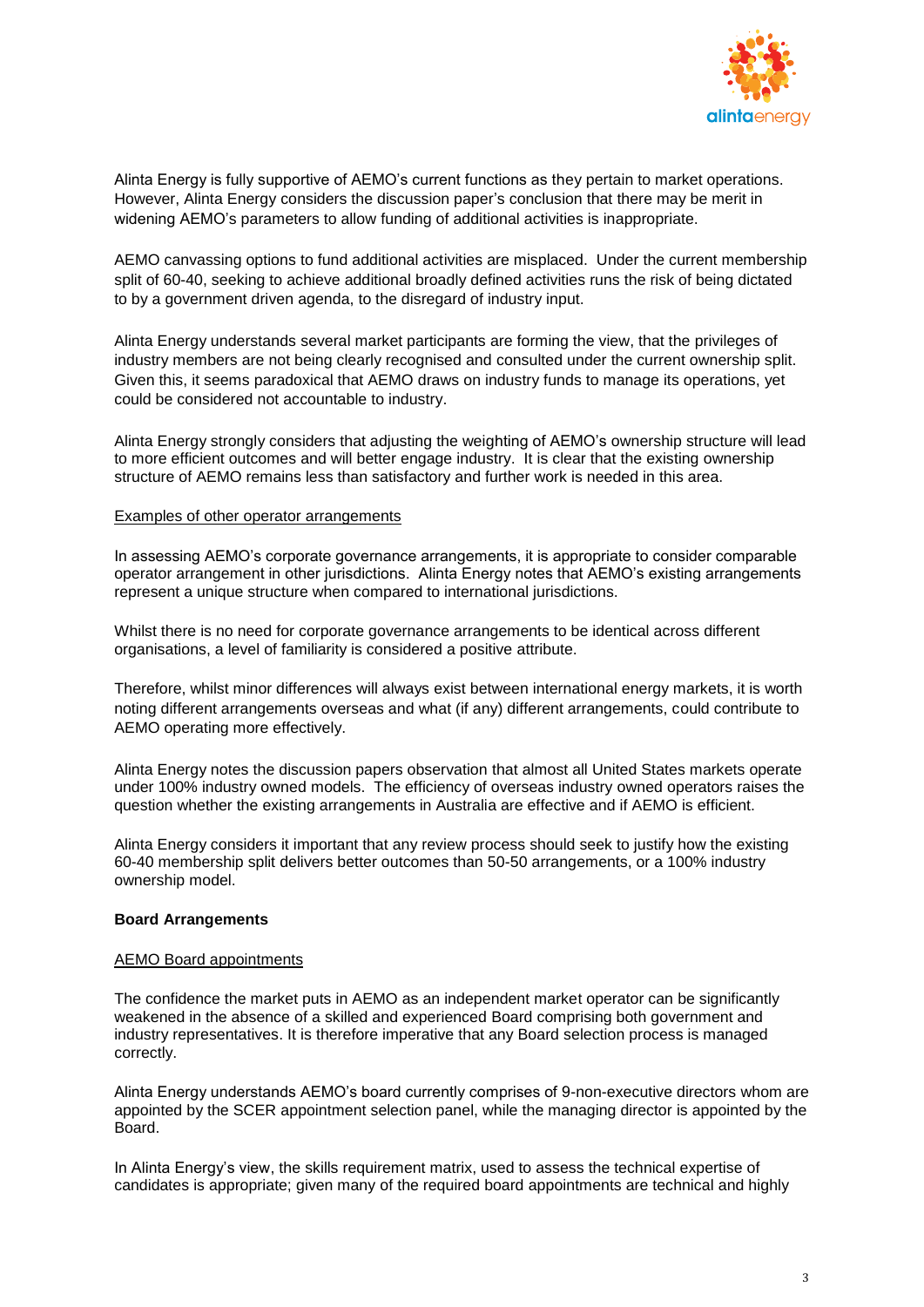Alinta Energy is fully supportive of AEMO's current functions as they pertain to market operations. However, Alinta Energy considers the discussion paper's conclusion that there may be merit in widening AEMO's parameters to allow funding of additional activities is inappropriate.

AEMO canvassing options to fund additional activities are misplaced. Under the current membership split of 60-40, seeking to achieve additional broadly defined activities runs the risk of being dictated to by a government driven agenda, to the disregard of industry input.

Alinta Energy understands several market participants are forming the view, that the privileges of industry members are not being clearly recognised and consulted under the current ownership split. Given this, it seems paradoxical that AEMO draws on industry funds to manage its operations, yet could be considered not accountable to industry.

Alinta Energy strongly considers that adjusting the weighting of AEMO's ownership structure will lead to more efficient outcomes and will better engage industry. It is clear that the existing ownership structure of AEMO remains less than satisfactory and further work is needed in this area.

<u>Examples of other operator arrangements</u>

In assessing AEMO's corporate governance arrangements, it is appropriate to consider comparable operator arrangement in other jurisdictions. Alinta Energy notes that AEMO's existing arrangements represent a unique structure when compared to international jurisdictions.

Whilst there is no need for corporate governance arrangements to be identical across different organisations, a level of familiarity is considered a positive attribute.

Therefore, whilst minor differences will always exist between international energy markets, it is worth noting different arrangements overseas and what (if any) different arrangements, could contribute to AEMO operating more effectively.

Alinta Energy notes the discussion papers observation that almost all United States markets operate under 100% industry owned models. The efficiency of overseas industry owned operators raises the question whether the existing arrangements in Australia are effective and if AEMO is efficient.

Alinta Energy considers it important that any review process should seek to justify how the existing 60-40 membership split delivers better outcomes than 50-50 arrangements, or a 100% industry ownership model.

**Board Arrangements**

<u>AEMO Board appointments</u>

The confidence the market puts in AEMO as an independent market operator can be significantly weakened in the absence of a skilled and experienced Board comprising both government and industry representatives. It is therefore imperative that any Board selection process is managed correctly.

Alinta Energy understands AEMO's board currently comprises of 9-non-executive directors whom are appointed by the SCER appointment selection panel, while the managing director is appointed by the Board.

In Alinta Energy's view, the skills requirement matrix, used to assess the technical expertise of candidates is appropriate; given many of the required board appointments are technical and highly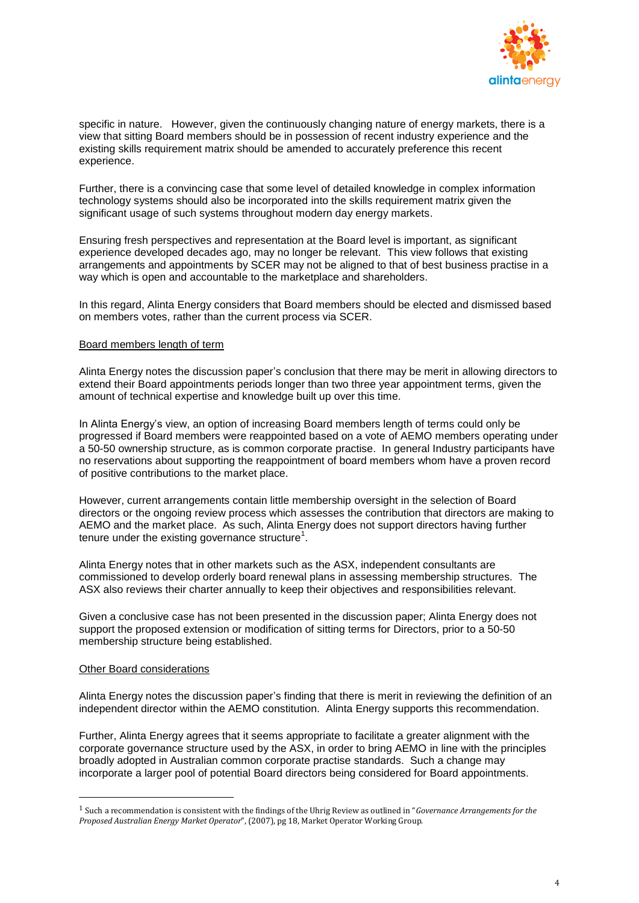specific in nature. However, given the continuously changing nature of energy markets, there is a view that sitting Board members should be in possession of recent industry experience and the existing skills requirement matrix should be amended to accurately preference this recent experience.

Further, there is a convincing case that some level of detailed knowledge in complex information technology systems should also be incorporated into the skills requirement matrix given the significant usage of such systems throughout modern day energy markets.

Ensuring fresh perspectives and representation at the Board level is important, as significant experience developed decades ago, may no longer be relevant. This view follows that existing arrangements and appointments by SCER may not be aligned to that of best business practise in a way which is open and accountable to the marketplace and shareholders.

In this regard, Alinta Energy considers that Board members should be elected and dismissed based on members votes, rather than the current process via SCER.

<u>Board members length of term</u>

Alinta Energy notes the discussion paper's conclusion that there may be merit in allowing directors to extend their Board appointments periods longer than two three year appointment terms, given the amount of technical expertise and knowledge built up over this time.

In Alinta Energy's view, an option of increasing Board members length of terms could only be progressed if Board members were reappointed based on a vote of AEMO members operating under a 50-50 ownership structure, as is common corporate practise. In general Industry participants have no reservations about supporting the reappointment of board members whom have a proven record of positive contributions to the market place.

However, current arrangements contain little membership oversight in the selection of Board directors or the ongoing review process which assesses the contribution that directors are making to AEMO and the market place. As such, Alinta Energy does not support directors having further tenure under the existing governance structure[1].

Alinta Energy notes that in other markets such as the ASX, independent consultants are commissioned to develop orderly board renewal plans in assessing membership structures. The ASX also reviews their charter annually to keep their objectives and responsibilities relevant.

Given a conclusive case has not been presented in the discussion paper; Alinta Energy does not support the proposed extension or modification of sitting terms for Directors, prior to a 50-50 membership structure being established.

<u>Other Board considerations</u>

Alinta Energy notes the discussion paper's finding that there is merit in reviewing the definition of an independent director within the AEMO constitution. Alinta Energy supports this recommendation.

Further, Alinta Energy agrees that it seems appropriate to facilitate a greater alignment with the corporate governance structure used by the ASX, in order to bring AEMO in line with the principles broadly adopted in Australian common corporate practise standards. Such a change may incorporate a larger pool of potential Board directors being considered for Board appointments.

---

[1] Such a recommendation is consistent with the findings of the Uhrig Review as outlined in "*Governance Arrangements for the Proposed Australian Energy Market Operator*", (2007), pg 18, Market Operator Working Group.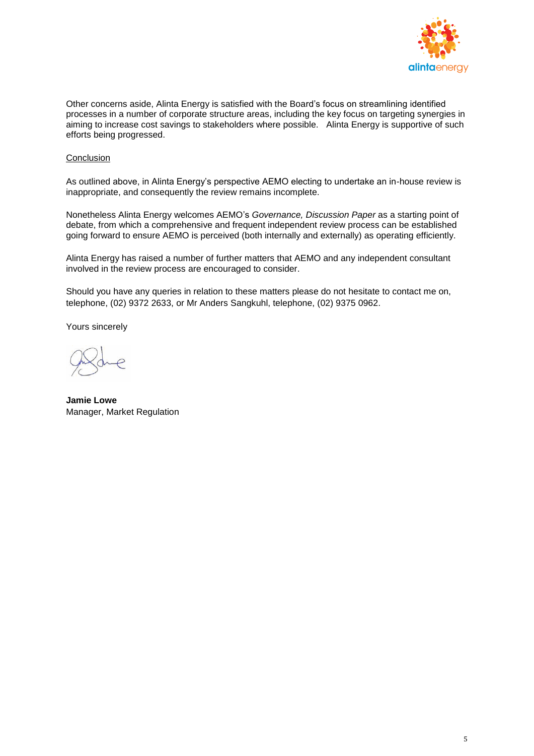Other concerns aside, Alinta Energy is satisfied with the Board's focus on streamlining identified processes in a number of corporate structure areas, including the key focus on targeting synergies in aiming to increase cost savings to stakeholders where possible. Alinta Energy is supportive of such efforts being progressed.

Conclusion

As outlined above, in Alinta Energy's perspective AEMO electing to undertake an in-house review is inappropriate, and consequently the review remains incomplete.

Nonetheless Alinta Energy welcomes AEMO's *Governance, Discussion Paper* as a starting point of debate, from which a comprehensive and frequent independent review process can be established going forward to ensure AEMO is perceived (both internally and externally) as operating efficiently.

Alinta Energy has raised a number of further matters that AEMO and any independent consultant involved in the review process are encouraged to consider.

Should you have any queries in relation to these matters please do not hesitate to contact me on, telephone, (02) 9372 2633, or Mr Anders Sangkuhl, telephone, (02) 9375 0962.

Yours sincerely

**Jamie Lowe**
Manager, Market Regulation